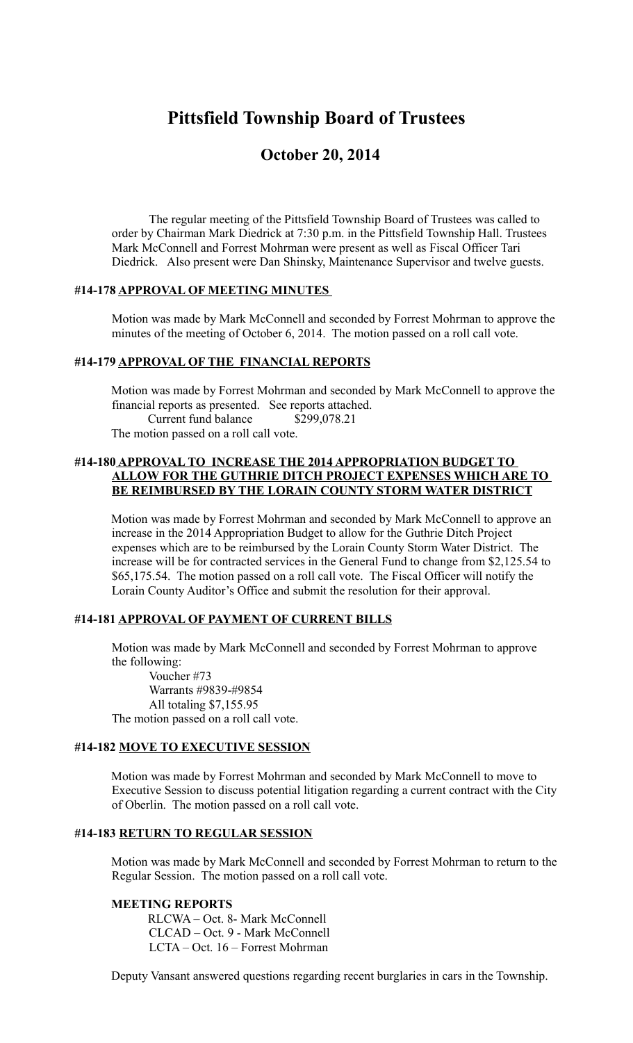# Pittsfield Township Board of Trustees

## October 20, 2014

The regular meeting of the Pittsfield Township Board of Trustees was called to order by Chairman Mark Diedrick at 7:30 p.m. in the Pittsfield Township Hall. Trustees Mark McConnell and Forrest Mohrman were present as well as Fiscal Officer Tari Diedrick. Also present were Dan Shinsky, Maintenance Supervisor and twelve guests.

### #14-178 APPROVAL OF MEETING MINUTES

Motion was made by Mark McConnell and seconded by Forrest Mohrman to approve the minutes of the meeting of October 6, 2014. The motion passed on a roll call vote.

### #14-179 APPROVAL OF THE FINANCIAL REPORTS

Motion was made by Forrest Mohrman and seconded by Mark McConnell to approve the financial reports as presented. See reports attached.

Current fund balance $299,078.21

The motion passed on a roll call vote.

### #14-180 APPROVAL TO INCREASE THE 2014 APPROPRIATION BUDGET TO ALLOW FOR THE GUTHRIE DITCH PROJECT EXPENSES WHICH ARE TO BE REIMBURSED BY THE LORAIN COUNTY STORM WATER DISTRICT

Motion was made by Forrest Mohrman and seconded by Mark McConnell to approve an increase in the 2014 Appropriation Budget to allow for the Guthrie Ditch Project expenses which are to be reimbursed by the Lorain County Storm Water District. The increase will be for contracted services in the General Fund to change from $2,125.54 to $65,175.54. The motion passed on a roll call vote. The Fiscal Officer will notify the Lorain County Auditor's Office and submit the resolution for their approval.

### #14-181 APPROVAL OF PAYMENT OF CURRENT BILLS

Motion was made by Mark McConnell and seconded by Forrest Mohrman to approve the following:

Voucher #73
Warrants #9839-#9854
All totaling $7,155.95

The motion passed on a roll call vote.

### #14-182 MOVE TO EXECUTIVE SESSION

Motion was made by Forrest Mohrman and seconded by Mark McConnell to move to Executive Session to discuss potential litigation regarding a current contract with the City of Oberlin. The motion passed on a roll call vote.

### #14-183 RETURN TO REGULAR SESSION

Motion was made by Mark McConnell and seconded by Forrest Mohrman to return to the Regular Session. The motion passed on a roll call vote.

**MEETING REPORTS**

RLCWA – Oct. 8- Mark McConnell
CLCAD – Oct. 9 - Mark McConnell
LCTA – Oct. 16 – Forrest Mohrman

Deputy Vansant answered questions regarding recent burglaries in cars in the Township.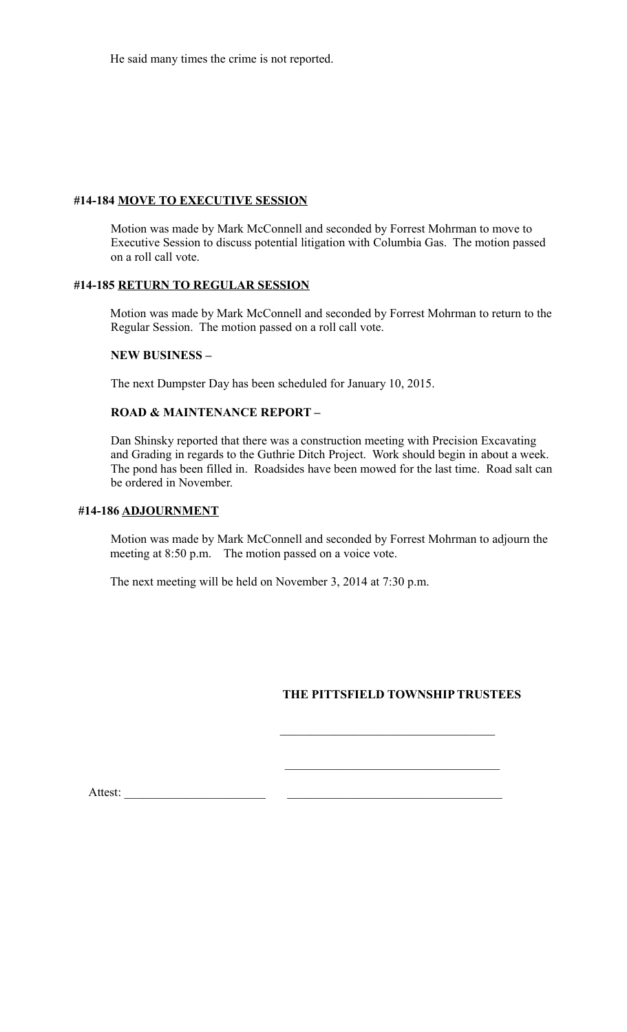He said many times the crime is not reported.

**#14-184 <u>MOVE TO EXECUTIVE SESSION</u>**

Motion was made by Mark McConnell and seconded by Forrest Mohrman to move to Executive Session to discuss potential litigation with Columbia Gas. The motion passed on a roll call vote.

**#14-185 <u>RETURN TO REGULAR SESSION</u>**

Motion was made by Mark McConnell and seconded by Forrest Mohrman to return to the Regular Session. The motion passed on a roll call vote.

**NEW BUSINESS –**

The next Dumpster Day has been scheduled for January 10, 2015.

**ROAD & MAINTENANCE REPORT –**

Dan Shinsky reported that there was a construction meeting with Precision Excavating and Grading in regards to the Guthrie Ditch Project. Work should begin in about a week. The pond has been filled in. Roadsides have been mowed for the last time. Road salt can be ordered in November.

**#14-186 <u>ADJOURNMENT</u>**

Motion was made by Mark McConnell and seconded by Forrest Mohrman to adjourn the meeting at 8:50 p.m. The motion passed on a voice vote.

The next meeting will be held on November 3, 2014 at 7:30 p.m.

**THE PITTSFIELD TOWNSHIP TRUSTEES**

\_\_\_\_\_\_\_\_\_\_\_\_\_\_\_\_\_\_\_\_\_\_\_\_\_\_\_\_\_\_\_\_\_\_\_

\_\_\_\_\_\_\_\_\_\_\_\_\_\_\_\_\_\_\_\_\_\_\_\_\_\_\_\_\_\_\_\_\_\_\_

Attest: \_\_\_\_\_\_\_\_\_\_\_\_\_\_\_\_\_\_\_\_\_\_\_ \_\_\_\_\_\_\_\_\_\_\_\_\_\_\_\_\_\_\_\_\_\_\_\_\_\_\_\_\_\_\_\_\_\_\_